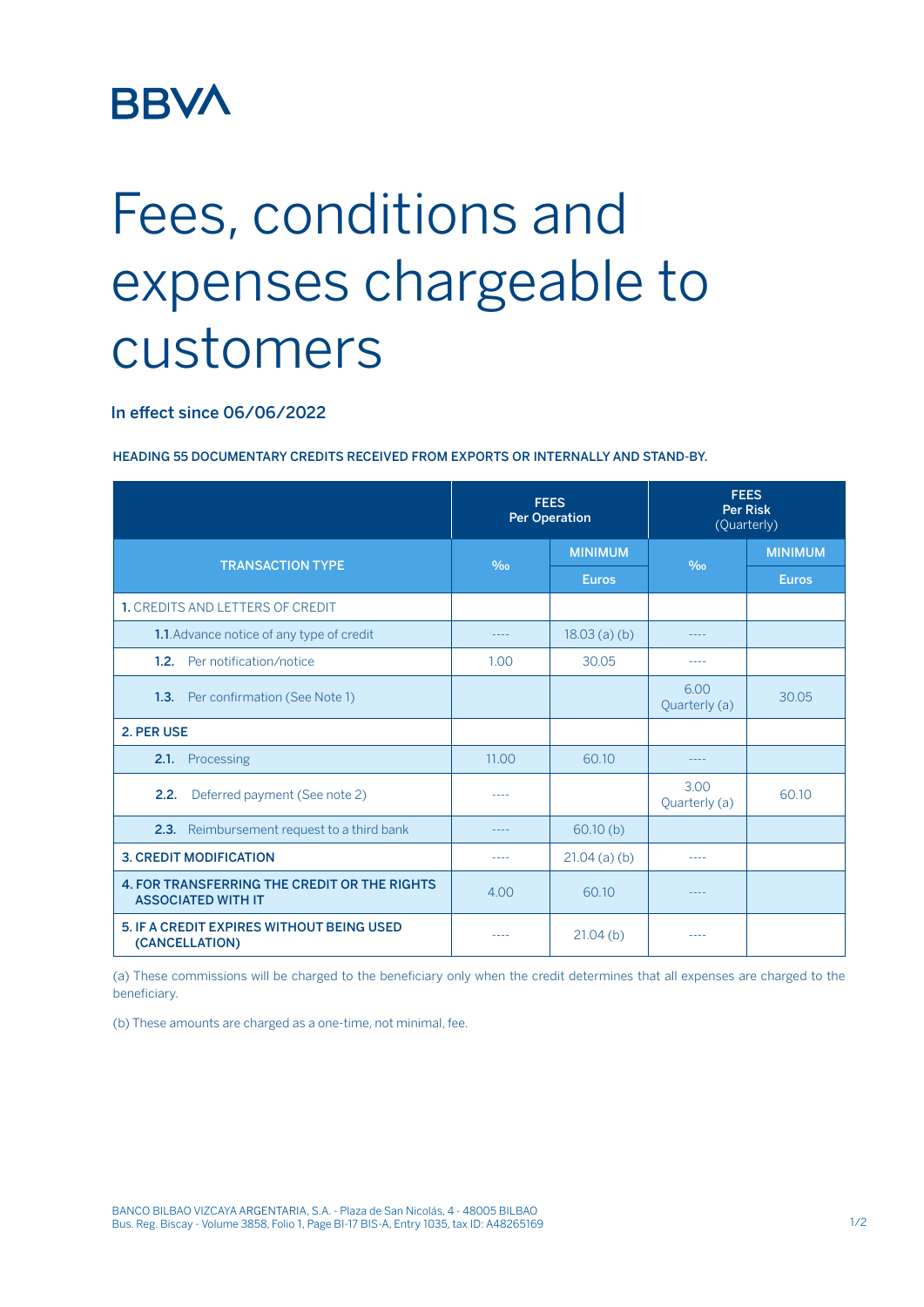BBVA

# Fees, conditions and expenses chargeable to customers

In effect since 06/06/2022

HEADING 55 DOCUMENTARY CREDITS RECEIVED FROM EXPORTS OR INTERNALLY AND STAND-BY.

| | FEES Per Operation | | FEES Per Risk (Quarterly) | |
|---|---|---|---|---|
| TRANSACTION TYPE | ‰ | MINIMUM Euros | ‰ | MINIMUM Euros |
| **1.** CREDITS AND LETTERS OF CREDIT | | | | |
| **1.1.** Advance notice of any type of credit | ---- | 18.03 (a) (b) | ---- | |
| **1.2.** Per notification/notice | 1.00 | 30.05 | ---- | |
| **1.3.** Per confirmation (See Note 1) | | | 6.00 Quarterly (a) | 30.05 |
| **2. PER USE** | | | | |
| **2.1.** Processing | 11.00 | 60.10 | ---- | |
| **2.2.** Deferred payment (See note 2) | ---- | | 3.00 Quarterly (a) | 60.10 |
| **2.3.** Reimbursement request to a third bank | ---- | 60.10 (b) | | |
| **3. CREDIT MODIFICATION** | ---- | 21.04 (a) (b) | ---- | |
| **4. FOR TRANSFERRING THE CREDIT OR THE RIGHTS ASSOCIATED WITH IT** | 4.00 | 60.10 | ---- | |
| **5. IF A CREDIT EXPIRES WITHOUT BEING USED (CANCELLATION)** | ---- | 21.04 (b) | ---- | |

(a) These commissions will be charged to the beneficiary only when the credit determines that all expenses are charged to the beneficiary.

(b) These amounts are charged as a one-time, not minimal, fee.

BANCO BILBAO VIZCAYA ARGENTARIA, S.A. - Plaza de San Nicolás, 4 - 48005 BILBAO
Bus. Reg. Biscay - Volume 3858, Folio 1, Page BI-17 BIS-A, Entry 1035, tax ID: A48265169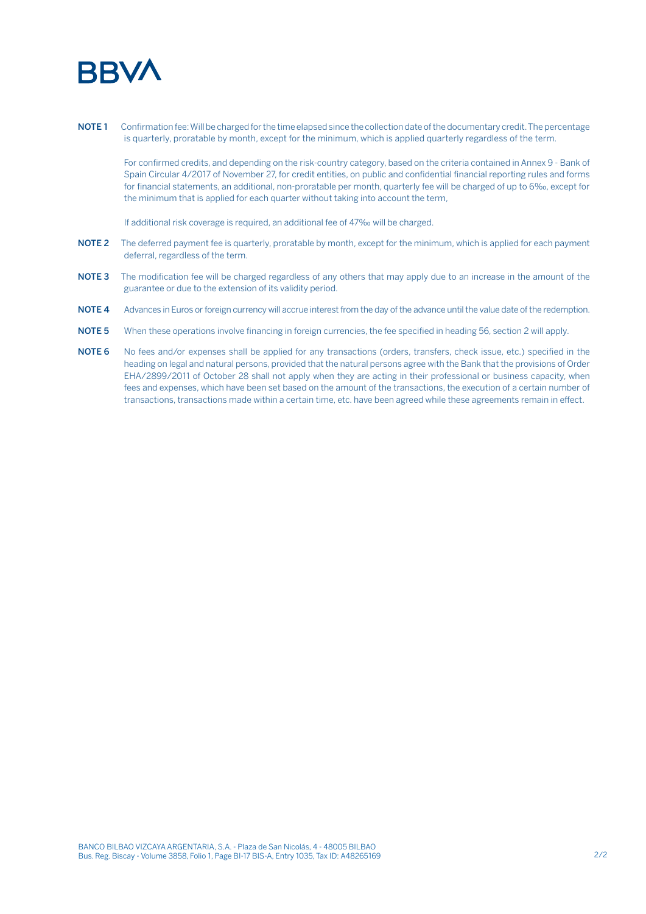**NOTE 1** Confirmation fee: Will be charged for the time elapsed since the collection date of the documentary credit. The percentage is quarterly, proratable by month, except for the minimum, which is applied quarterly regardless of the term.

For confirmed credits, and depending on the risk-country category, based on the criteria contained in Annex 9 - Bank of Spain Circular 4/2017 of November 27, for credit entities, on public and confidential financial reporting rules and forms for financial statements, an additional, non-proratable per month, quarterly fee will be charged of up to 6‰, except for the minimum that is applied for each quarter without taking into account the term,

If additional risk coverage is required, an additional fee of 47‰ will be charged.

**NOTE 2** The deferred payment fee is quarterly, proratable by month, except for the minimum, which is applied for each payment deferral, regardless of the term.

**NOTE 3** The modification fee will be charged regardless of any others that may apply due to an increase in the amount of the guarantee or due to the extension of its validity period.

**NOTE 4** Advances in Euros or foreign currency will accrue interest from the day of the advance until the value date of the redemption.

**NOTE 5** When these operations involve financing in foreign currencies, the fee specified in heading 56, section 2 will apply.

**NOTE 6** No fees and/or expenses shall be applied for any transactions (orders, transfers, check issue, etc.) specified in the heading on legal and natural persons, provided that the natural persons agree with the Bank that the provisions of Order EHA/2899/2011 of October 28 shall not apply when they are acting in their professional or business capacity, when fees and expenses, which have been set based on the amount of the transactions, the execution of a certain number of transactions, transactions made within a certain time, etc. have been agreed while these agreements remain in effect.

BANCO BILBAO VIZCAYA ARGENTARIA, S.A. - Plaza de San Nicolás, 4 - 48005 BILBAO
Bus. Reg. Biscay - Volume 3858, Folio 1, Page BI-17 BIS-A, Entry 1035, Tax ID: A48265169